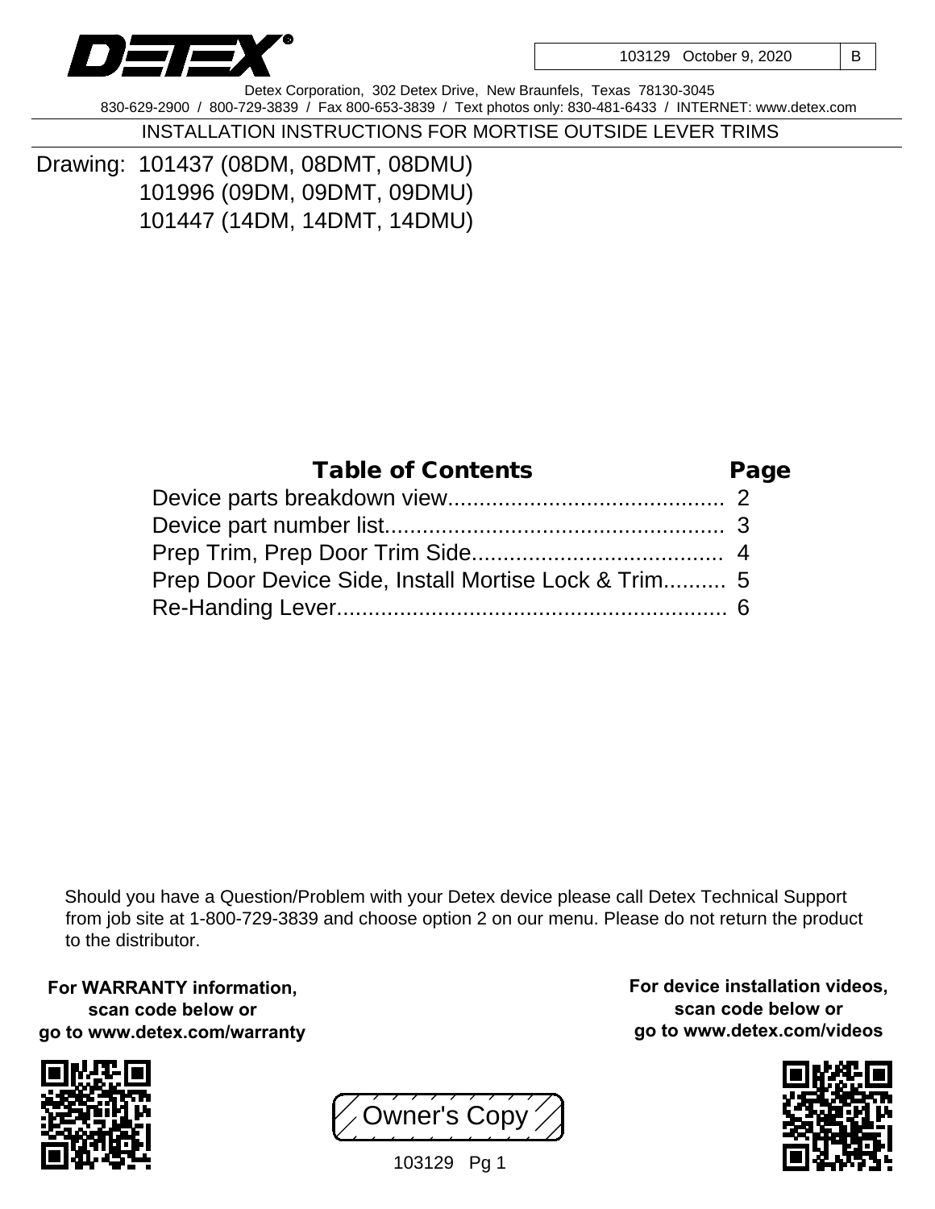DETEX

| 103129 October 9, 2020 | B |
|---|---|

Detex Corporation, 302 Detex Drive, New Braunfels, Texas 78130-3045
830-629-2900 / 800-729-3839 / Fax 800-653-3839 / Text photos only: 830-481-6433 / INTERNET: www.detex.com

# INSTALLATION INSTRUCTIONS FOR MORTISE OUTSIDE LEVER TRIMS

Drawing: 101437 (08DM, 08DMT, 08DMU)
101996 (09DM, 09DMT, 09DMU)
101447 (14DM, 14DMT, 14DMU)

| Table of Contents | Page |
|---|---|
| Device parts breakdown view | 2 |
| Device part number list | 3 |
| Prep Trim, Prep Door Trim Side | 4 |
| Prep Door Device Side, Install Mortise Lock & Trim | 5 |
| Re-Handing Lever | 6 |

Should you have a Question/Problem with your Detex device please call Detex Technical Support from job site at 1-800-729-3839 and choose option 2 on our menu. Please do not return the product to the distributor.

**For WARRANTY information, scan code below or go to www.detex.com/warranty**

**For device installation videos, scan code below or go to www.detex.com/videos**

Owner's Copy

103129 Pg 1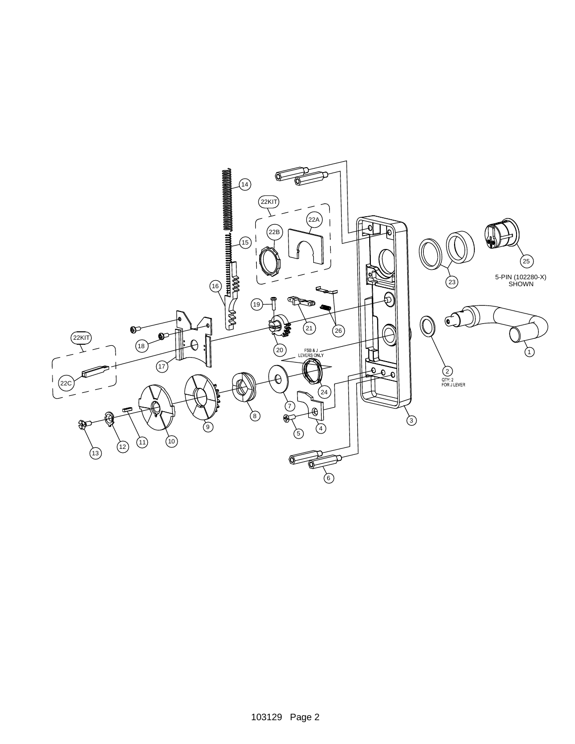14

22KIT

22A

22B

15

25

23

5-PIN (102280-X)
SHOWN

16

19

21

26

22KIT

18

20

FSB & J
LEVERS ONLY

1

17

2
QTY: 2
FOR J LEVER

22C

24

7

3

8

9

5

4

13

12

11

10

6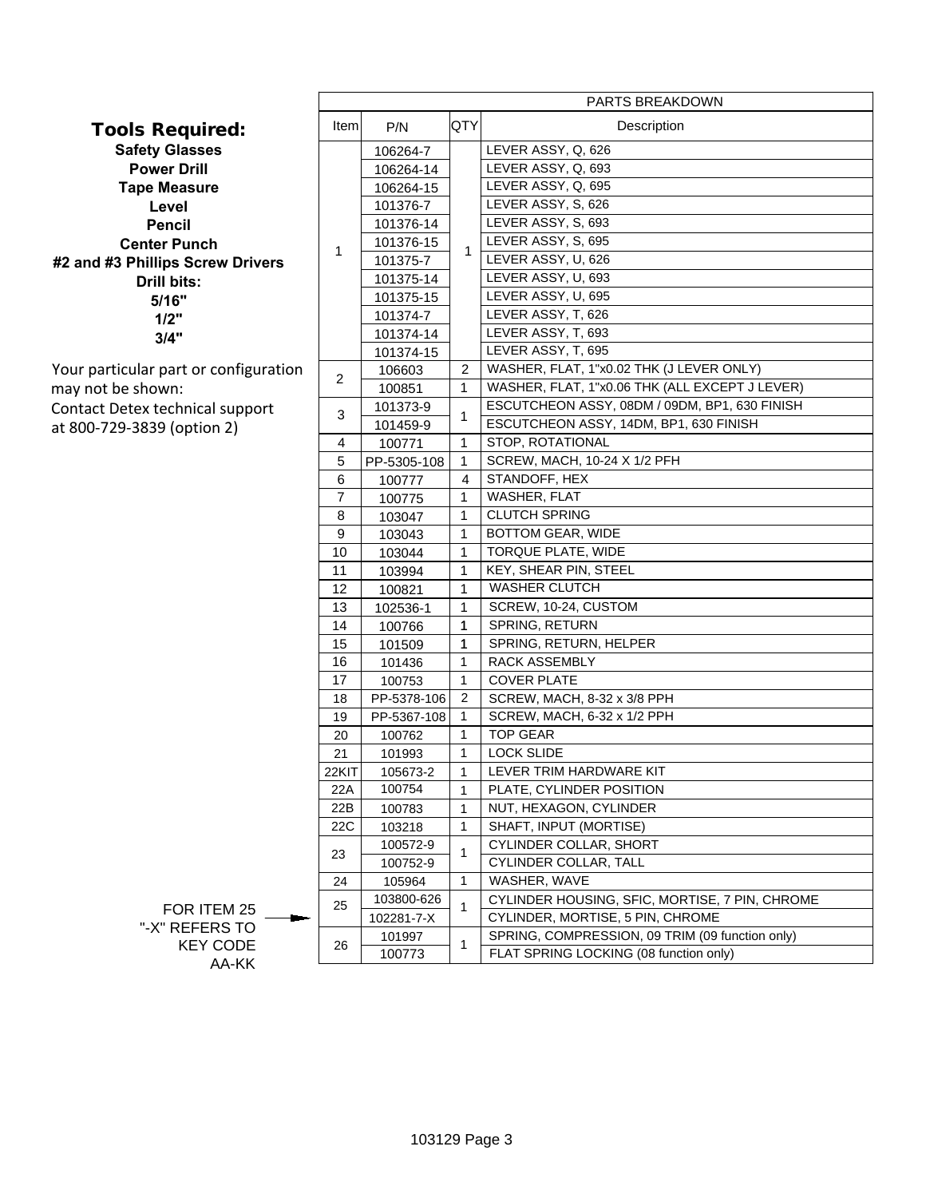## Tools Required:

**Safety Glasses**
**Power Drill**
**Tape Measure**
**Level**
**Pencil**
**Center Punch**
**#2 and #3 Phillips Screw Drivers**
**Drill bits:**
**5/16"**
**1/2"**
**3/4"**

Your particular part or configuration may not be shown:
Contact Detex technical support at 800-729-3839 (option 2)

FOR ITEM 25 "-X" REFERS TO KEY CODE AA-KK

| PARTS BREAKDOWN | | | |
|---|---|---|---|
| Item | P/N | QTY | Description |
| 1 | 106264-7 | 1 | LEVER ASSY, Q, 626 |
| | 106264-14 | | LEVER ASSY, Q, 693 |
| | 106264-15 | | LEVER ASSY, Q, 695 |
| | 101376-7 | | LEVER ASSY, S, 626 |
| | 101376-14 | | LEVER ASSY, S, 693 |
| | 101376-15 | | LEVER ASSY, S, 695 |
| | 101375-7 | | LEVER ASSY, U, 626 |
| | 101375-14 | | LEVER ASSY, U, 693 |
| | 101375-15 | | LEVER ASSY, U, 695 |
| | 101374-7 | | LEVER ASSY, T, 626 |
| | 101374-14 | | LEVER ASSY, T, 693 |
| | 101374-15 | | LEVER ASSY, T, 695 |
| 2 | 106603 | 2 | WASHER, FLAT, 1"x0.02 THK (J LEVER ONLY) |
| | 100851 | 1 | WASHER, FLAT, 1"x0.06 THK (ALL EXCEPT J LEVER) |
| 3 | 101373-9 | 1 | ESCUTCHEON ASSY, 08DM / 09DM, BP1, 630 FINISH |
| | 101459-9 | | ESCUTCHEON ASSY, 14DM, BP1, 630 FINISH |
| 4 | 100771 | 1 | STOP, ROTATIONAL |
| 5 | PP-5305-108 | 1 | SCREW, MACH, 10-24 X 1/2 PFH |
| 6 | 100777 | 4 | STANDOFF, HEX |
| 7 | 100775 | 1 | WASHER, FLAT |
| 8 | 103047 | 1 | CLUTCH SPRING |
| 9 | 103043 | 1 | BOTTOM GEAR, WIDE |
| 10 | 103044 | 1 | TORQUE PLATE, WIDE |
| 11 | 103994 | 1 | KEY, SHEAR PIN, STEEL |
| 12 | 100821 | 1 | WASHER CLUTCH |
| 13 | 102536-1 | 1 | SCREW, 10-24, CUSTOM |
| 14 | 100766 | 1 | SPRING, RETURN |
| 15 | 101509 | 1 | SPRING, RETURN, HELPER |
| 16 | 101436 | 1 | RACK ASSEMBLY |
| 17 | 100753 | 1 | COVER PLATE |
| 18 | PP-5378-106 | 2 | SCREW, MACH, 8-32 x 3/8 PPH |
| 19 | PP-5367-108 | 1 | SCREW, MACH, 6-32 x 1/2 PPH |
| 20 | 100762 | 1 | TOP GEAR |
| 21 | 101993 | 1 | LOCK SLIDE |
| 22KIT | 105673-2 | 1 | LEVER TRIM HARDWARE KIT |
| 22A | 100754 | 1 | PLATE, CYLINDER POSITION |
| 22B | 100783 | 1 | NUT, HEXAGON, CYLINDER |
| 22C | 103218 | 1 | SHAFT, INPUT (MORTISE) |
| 23 | 100572-9 | 1 | CYLINDER COLLAR, SHORT |
| | 100752-9 | | CYLINDER COLLAR, TALL |
| 24 | 105964 | 1 | WASHER, WAVE |
| 25 | 103800-626 | 1 | CYLINDER HOUSING, SFIC, MORTISE, 7 PIN, CHROME |
| | 102281-7-X | | CYLINDER, MORTISE, 5 PIN, CHROME |
| 26 | 101997 | 1 | SPRING, COMPRESSION, 09 TRIM (09 function only) |
| | 100773 | | FLAT SPRING LOCKING (08 function only) |

103129 Page 3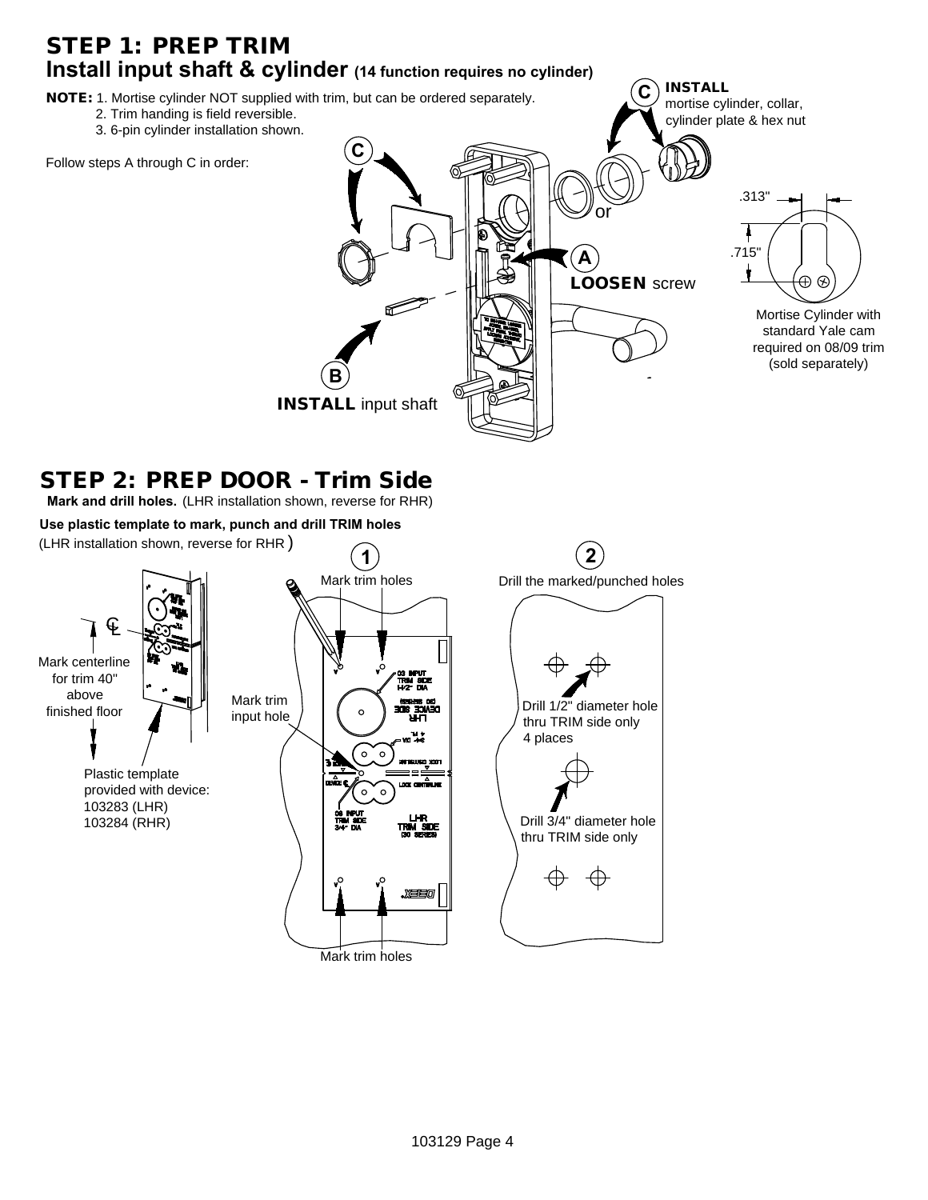## STEP 1: PREP TRIM

### Install input shaft & cylinder (14 function requires no cylinder)

**NOTE:** 1. Mortise cylinder NOT supplied with trim, but can be ordered separately.
2. Trim handing is field reversible.
3. 6-pin cylinder installation shown.

Follow steps A through C in order:

**A** **LOOSEN** screw

**B** **INSTALL** input shaft

**C** **INSTALL** mortise cylinder, collar, cylinder plate & hex nut

or

.313"

.715"

Mortise Cylinder with standard Yale cam required on 08/09 trim (sold separately)

## STEP 2: PREP DOOR - Trim Side

**Mark and drill holes.** (LHR installation shown, reverse for RHR)

**Use plastic template to mark, punch and drill TRIM holes**
(LHR installation shown, reverse for RHR)

Mark centerline for trim 40" above finished floor

Plastic template provided with device:
103283 (LHR)
103284 (RHR)

**1** Mark trim holes

Mark trim input hole

Mark trim holes

**2** Drill the marked/punched holes

Drill 1/2" diameter hole thru TRIM side only 4 places

Drill 3/4" diameter hole thru TRIM side only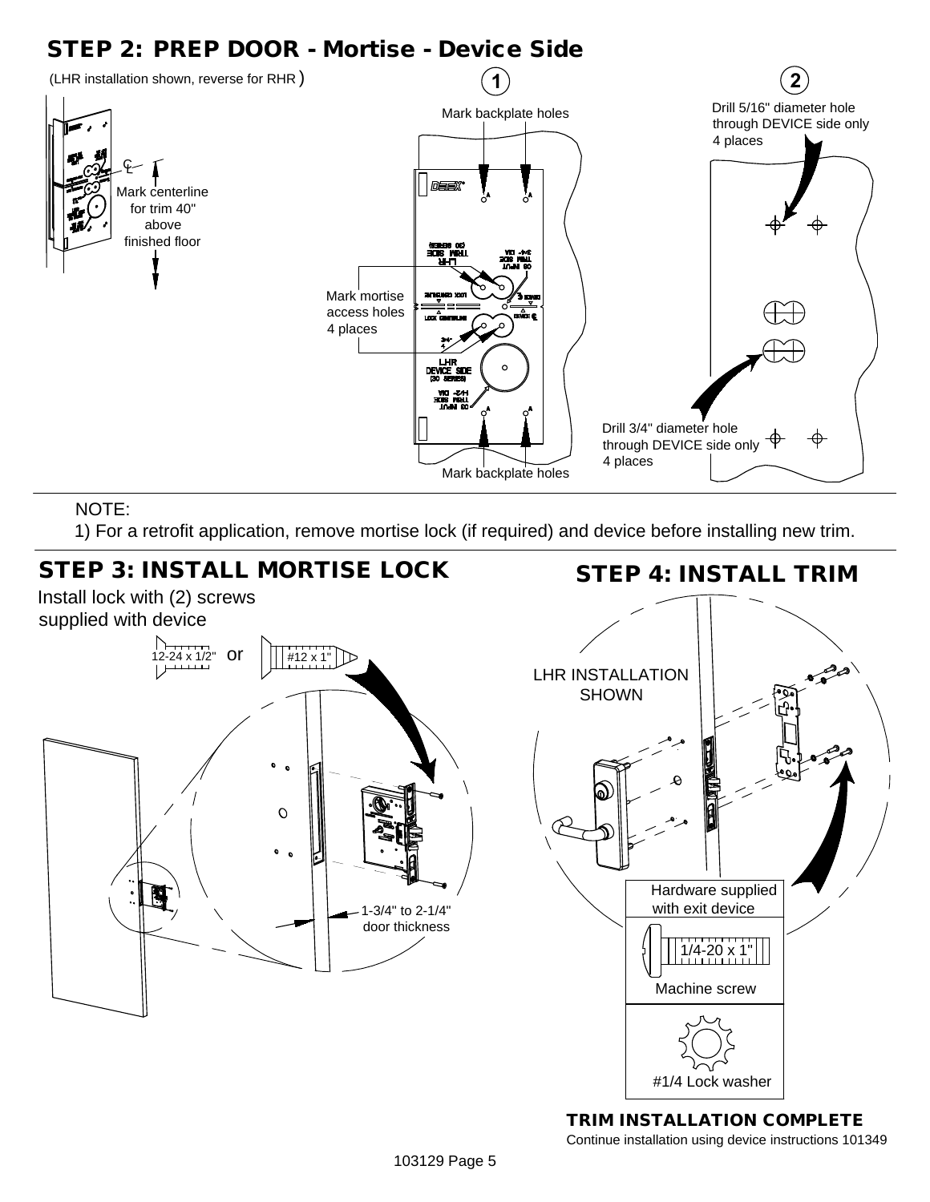## STEP 2: PREP DOOR - Mortise - Device Side

(LHR installation shown, reverse for RHR)

Mark centerline for trim 40" above finished floor

1

Mark backplate holes

Mark mortise access holes 4 places

Mark backplate holes

2

Drill 5/16" diameter hole through DEVICE side only 4 places

Drill 3/4" diameter hole through DEVICE side only 4 places

NOTE:

1) For a retrofit application, remove mortise lock (if required) and device before installing new trim.

## STEP 3: INSTALL MORTISE LOCK

Install lock with (2) screws supplied with device

12-24 x 1/2" or #12 x 1"

1-3/4" to 2-1/4" door thickness

## STEP 4: INSTALL TRIM

LHR INSTALLATION SHOWN

Hardware supplied with exit device

1/4-20 x 1"

Machine screw

#1/4 Lock washer

**TRIM INSTALLATION COMPLETE**

Continue installation using device instructions 101349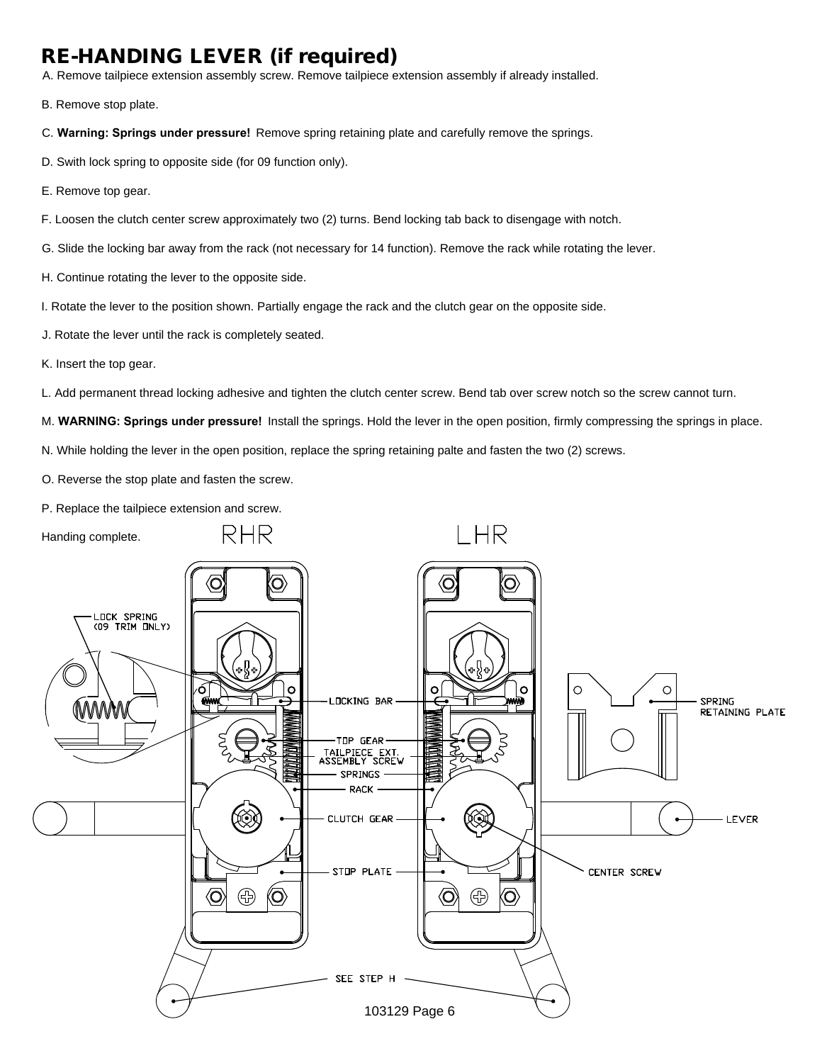# RE-HANDING LEVER (if required)

A. Remove tailpiece extension assembly screw. Remove tailpiece extension assembly if already installed.

B. Remove stop plate.

C. **Warning: Springs under pressure!** Remove spring retaining plate and carefully remove the springs.

D. Swith lock spring to opposite side (for 09 function only).

E. Remove top gear.

F. Loosen the clutch center screw approximately two (2) turns. Bend locking tab back to disengage with notch.

G. Slide the locking bar away from the rack (not necessary for 14 function). Remove the rack while rotating the lever.

H. Continue rotating the lever to the opposite side.

I. Rotate the lever to the position shown. Partially engage the rack and the clutch gear on the opposite side.

J. Rotate the lever until the rack is completely seated.

K. Insert the top gear.

L. Add permanent thread locking adhesive and tighten the clutch center screw. Bend tab over screw notch so the screw cannot turn.

M. **WARNING: Springs under pressure!** Install the springs. Hold the lever in the open position, firmly compressing the springs in place.

N. While holding the lever in the open position, replace the spring retaining palte and fasten the two (2) screws.

O. Reverse the stop plate and fasten the screw.

P. Replace the tailpiece extension and screw.

Handing complete.

RHR

LHR

LOCK SPRING (09 TRIM ONLY)

LOCKING BAR

TOP GEAR

TAILPIECE EXT. ASSEMBLY SCREW

SPRINGS

RACK

CLUTCH GEAR

STOP PLATE

SPRING RETAINING PLATE

LEVER

CENTER SCREW

SEE STEP H